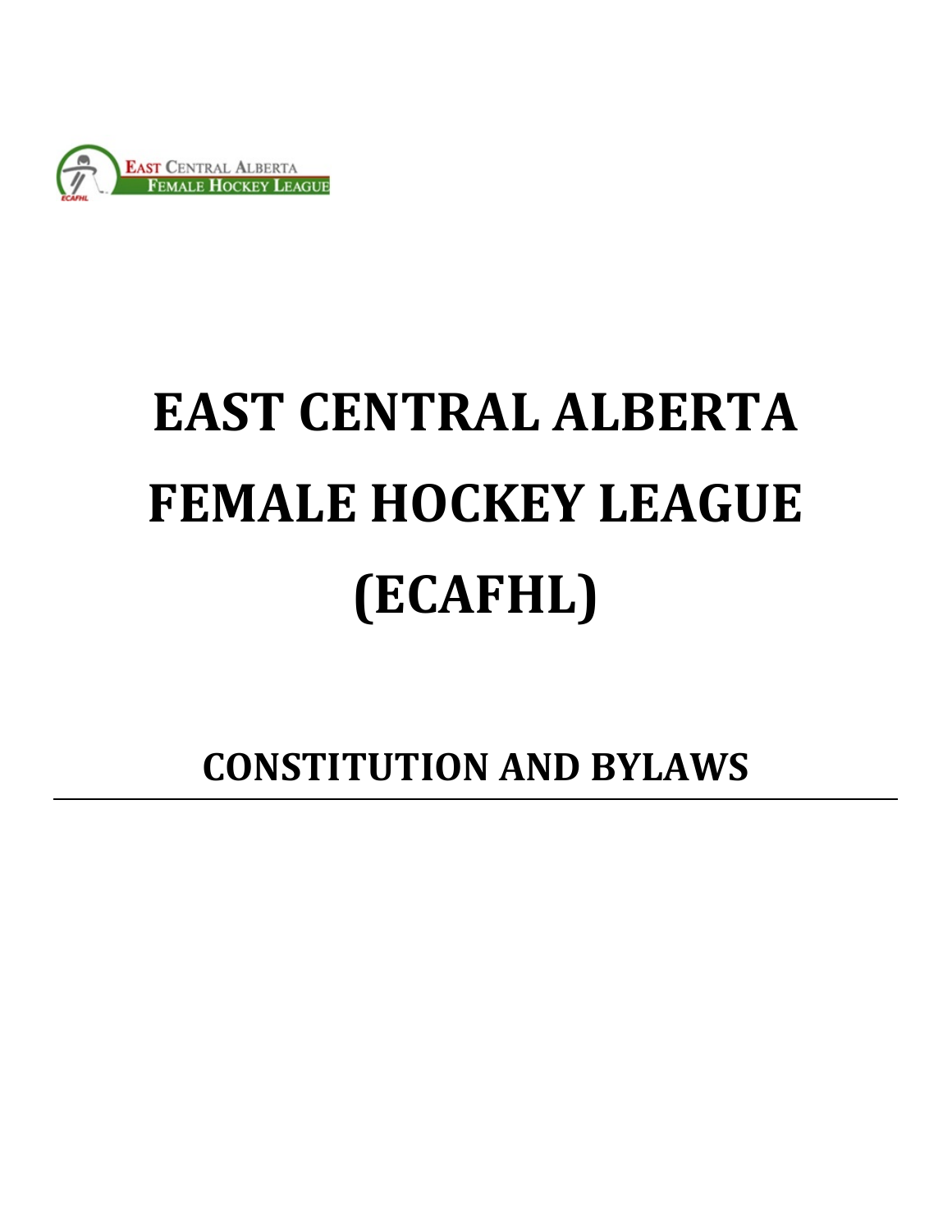# EAST CENTRAL ALBERTA FEMALE HOCKEY LEAGUE (ECAFHL)

## CONSTITUTION AND BYLAWS

---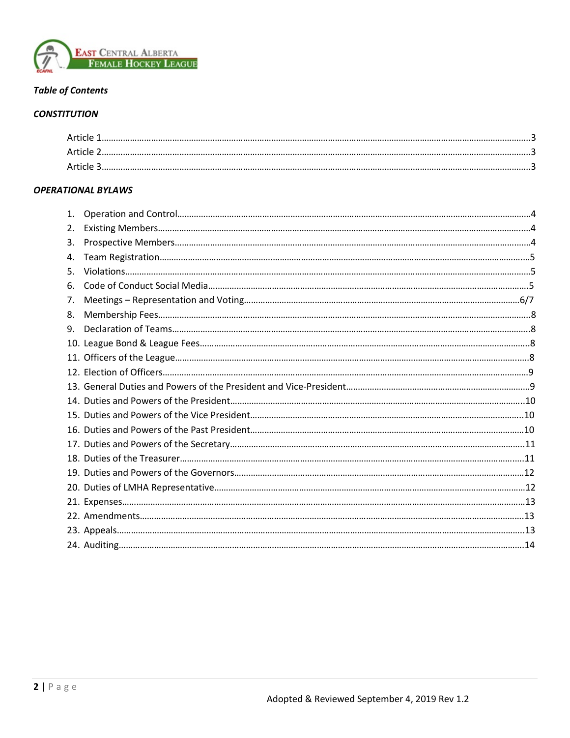***Table of Contents***

***CONSTITUTION***

- Article 1 ........ 3
- Article 2 ........ 3
- Article 3 ........ 3

***OPERATIONAL BYLAWS***

1. Operation and Control ........ 4
2. Existing Members ........ 4
3. Prospective Members ........ 4
4. Team Registration ........ 5
5. Violations ........ 5
6. Code of Conduct Social Media ........ 5
7. Meetings – Representation and Voting ........ 6/7
8. Membership Fees ........ 8
9. Declaration of Teams ........ 8
10. League Bond & League Fees ........ 8
11. Officers of the League ........ 8
12. Election of Officers ........ 9
13. General Duties and Powers of the President and Vice-President ........ 9
14. Duties and Powers of the President ........ 10
15. Duties and Powers of the Vice President ........ 10
16. Duties and Powers of the Past President ........ 10
17. Duties and Powers of the Secretary ........ 11
18. Duties of the Treasurer ........ 11
19. Duties and Powers of the Governors ........ 12
20. Duties of LMHA Representative ........ 12
21. Expenses ........ 13
22. Amendments ........ 13
23. Appeals ........ 13
24. Auditing ........ 14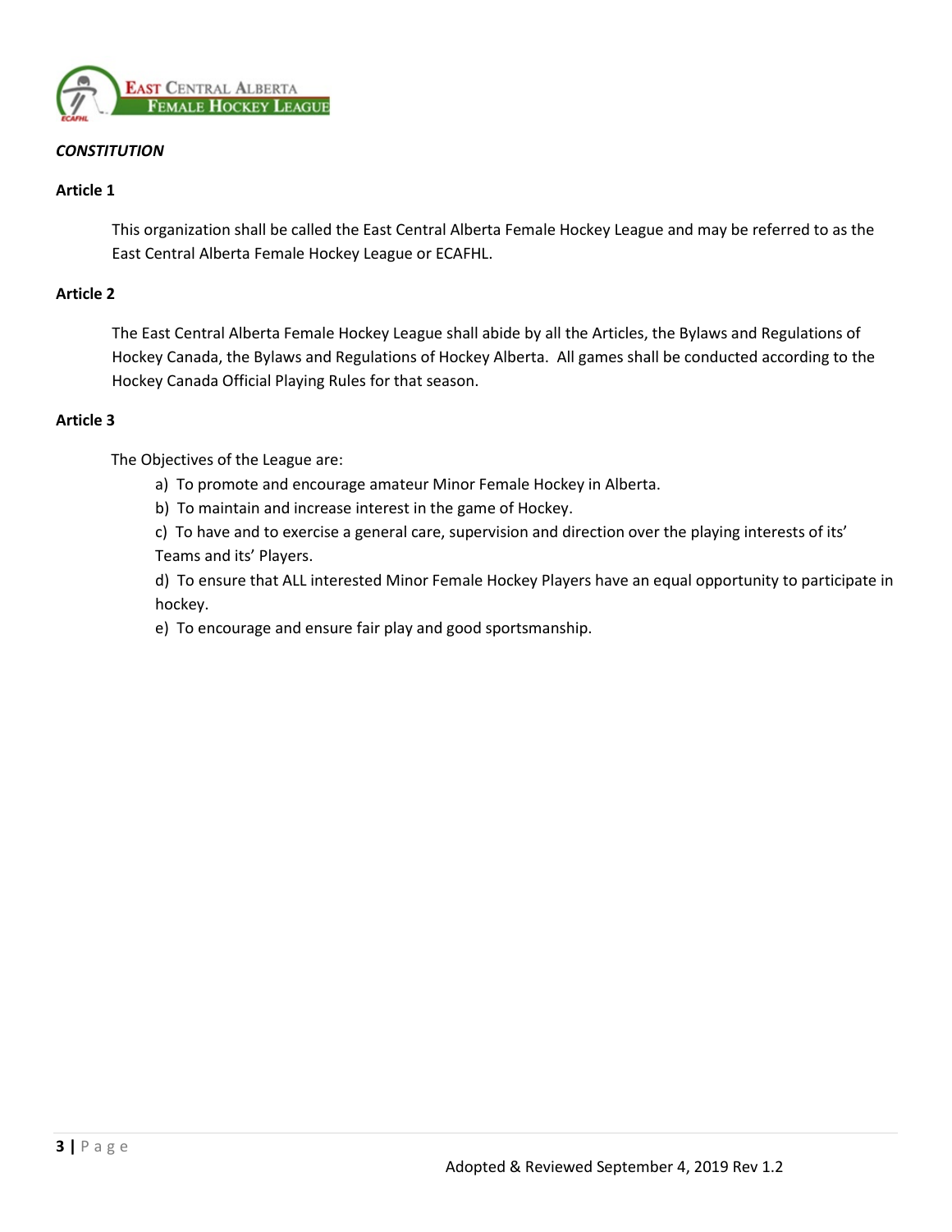***CONSTITUTION***

**Article 1**

This organization shall be called the East Central Alberta Female Hockey League and may be referred to as the East Central Alberta Female Hockey League or ECAFHL.

**Article 2**

The East Central Alberta Female Hockey League shall abide by all the Articles, the Bylaws and Regulations of Hockey Canada, the Bylaws and Regulations of Hockey Alberta. All games shall be conducted according to the Hockey Canada Official Playing Rules for that season.

**Article 3**

The Objectives of the League are:

a) To promote and encourage amateur Minor Female Hockey in Alberta.

b) To maintain and increase interest in the game of Hockey.

c) To have and to exercise a general care, supervision and direction over the playing interests of its' Teams and its' Players.

d) To ensure that ALL interested Minor Female Hockey Players have an equal opportunity to participate in hockey.

e) To encourage and ensure fair play and good sportsmanship.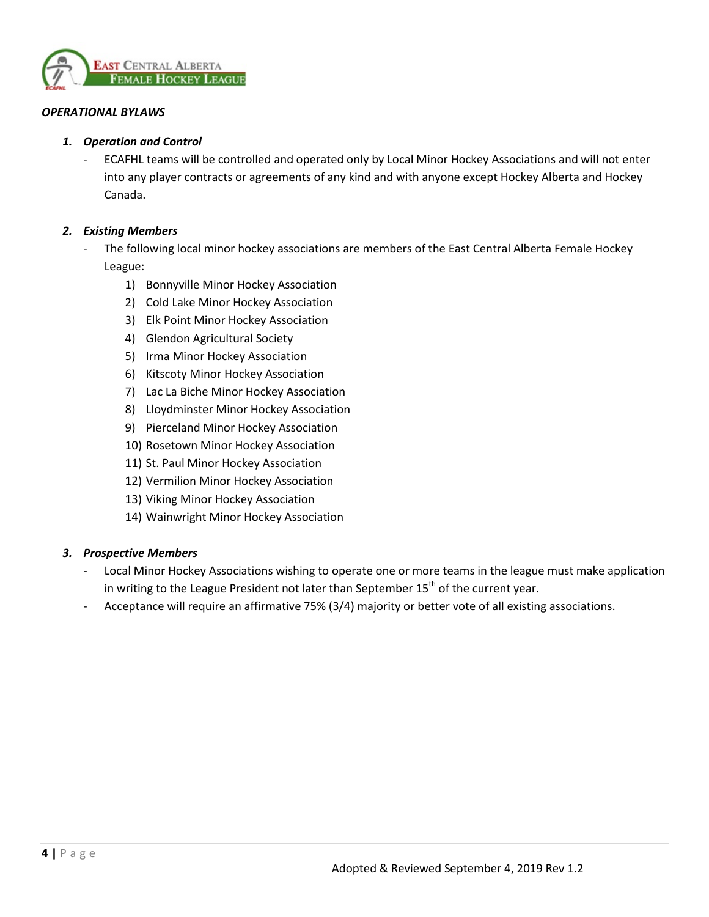***OPERATIONAL BYLAWS***

1. ***Operation and Control***
   - ECAFHL teams will be controlled and operated only by Local Minor Hockey Associations and will not enter into any player contracts or agreements of any kind and with anyone except Hockey Alberta and Hockey Canada.

2. ***Existing Members***
   - The following local minor hockey associations are members of the East Central Alberta Female Hockey League:
     1) Bonnyville Minor Hockey Association
     2) Cold Lake Minor Hockey Association
     3) Elk Point Minor Hockey Association
     4) Glendon Agricultural Society
     5) Irma Minor Hockey Association
     6) Kitscoty Minor Hockey Association
     7) Lac La Biche Minor Hockey Association
     8) Lloydminster Minor Hockey Association
     9) Pierceland Minor Hockey Association
     10) Rosetown Minor Hockey Association
     11) St. Paul Minor Hockey Association
     12) Vermilion Minor Hockey Association
     13) Viking Minor Hockey Association
     14) Wainwright Minor Hockey Association

3. ***Prospective Members***
   - Local Minor Hockey Associations wishing to operate one or more teams in the league must make application in writing to the League President not later than September 15th of the current year.
   - Acceptance will require an affirmative 75% (3/4) majority or better vote of all existing associations.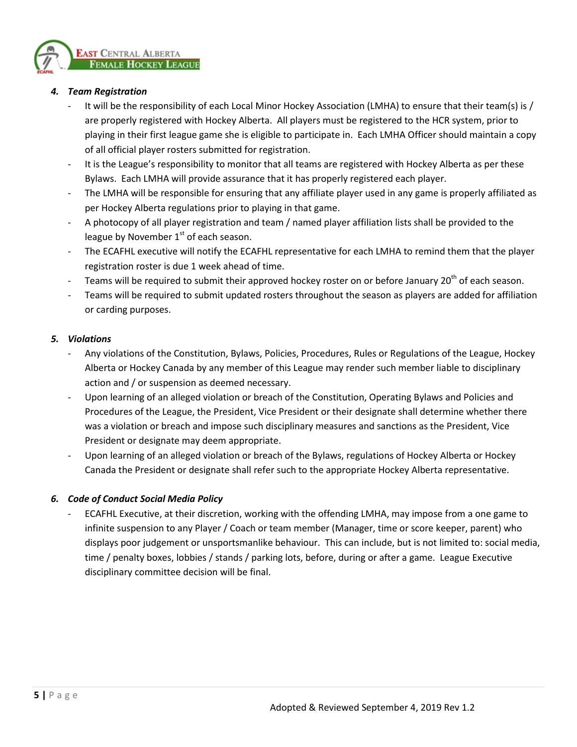### 4. *Team Registration*

- It will be the responsibility of each Local Minor Hockey Association (LMHA) to ensure that their team(s) is / are properly registered with Hockey Alberta. All players must be registered to the HCR system, prior to playing in their first league game she is eligible to participate in. Each LMHA Officer should maintain a copy of all official player rosters submitted for registration.
- It is the League's responsibility to monitor that all teams are registered with Hockey Alberta as per these Bylaws. Each LMHA will provide assurance that it has properly registered each player.
- The LMHA will be responsible for ensuring that any affiliate player used in any game is properly affiliated as per Hockey Alberta regulations prior to playing in that game.
- A photocopy of all player registration and team / named player affiliation lists shall be provided to the league by November 1st of each season.
- The ECAFHL executive will notify the ECAFHL representative for each LMHA to remind them that the player registration roster is due 1 week ahead of time.
- Teams will be required to submit their approved hockey roster on or before January 20th of each season.
- Teams will be required to submit updated rosters throughout the season as players are added for affiliation or carding purposes.

### 5. *Violations*

- Any violations of the Constitution, Bylaws, Policies, Procedures, Rules or Regulations of the League, Hockey Alberta or Hockey Canada by any member of this League may render such member liable to disciplinary action and / or suspension as deemed necessary.
- Upon learning of an alleged violation or breach of the Constitution, Operating Bylaws and Policies and Procedures of the League, the President, Vice President or their designate shall determine whether there was a violation or breach and impose such disciplinary measures and sanctions as the President, Vice President or designate may deem appropriate.
- Upon learning of an alleged violation or breach of the Bylaws, regulations of Hockey Alberta or Hockey Canada the President or designate shall refer such to the appropriate Hockey Alberta representative.

### 6. *Code of Conduct Social Media Policy*

- ECAFHL Executive, at their discretion, working with the offending LMHA, may impose from a one game to infinite suspension to any Player / Coach or team member (Manager, time or score keeper, parent) who displays poor judgement or unsportsmanlike behaviour. This can include, but is not limited to: social media, time / penalty boxes, lobbies / stands / parking lots, before, during or after a game. League Executive disciplinary committee decision will be final.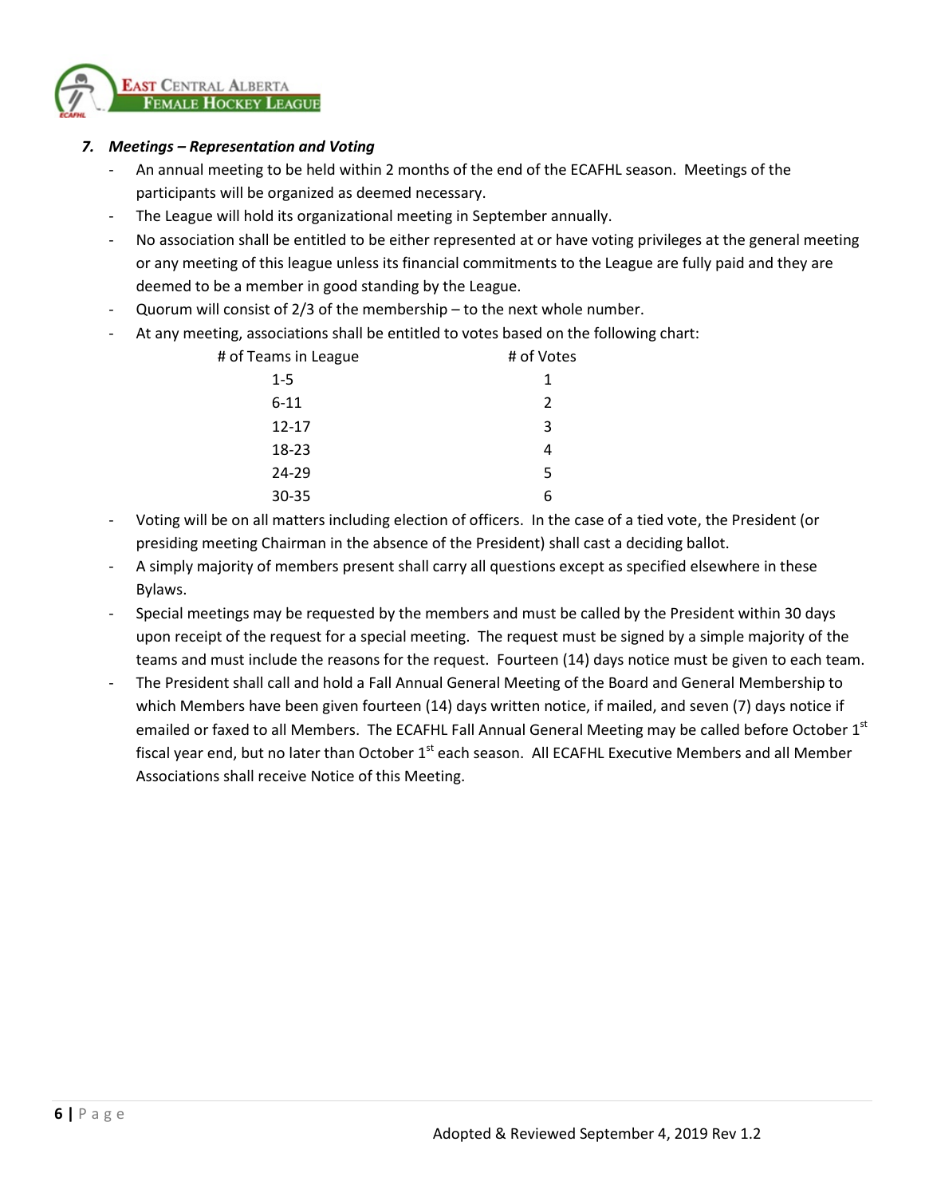### 7. *Meetings – Representation and Voting*

- An annual meeting to be held within 2 months of the end of the ECAFHL season. Meetings of the participants will be organized as deemed necessary.
- The League will hold its organizational meeting in September annually.
- No association shall be entitled to be either represented at or have voting privileges at the general meeting or any meeting of this league unless its financial commitments to the League are fully paid and they are deemed to be a member in good standing by the League.
- Quorum will consist of 2/3 of the membership – to the next whole number.
- At any meeting, associations shall be entitled to votes based on the following chart:

| # of Teams in League | # of Votes |
|---|---|
| 1-5 | 1 |
| 6-11 | 2 |
| 12-17 | 3 |
| 18-23 | 4 |
| 24-29 | 5 |
| 30-35 | 6 |

- Voting will be on all matters including election of officers. In the case of a tied vote, the President (or presiding meeting Chairman in the absence of the President) shall cast a deciding ballot.
- A simply majority of members present shall carry all questions except as specified elsewhere in these Bylaws.
- Special meetings may be requested by the members and must be called by the President within 30 days upon receipt of the request for a special meeting. The request must be signed by a simple majority of the teams and must include the reasons for the request. Fourteen (14) days notice must be given to each team.
- The President shall call and hold a Fall Annual General Meeting of the Board and General Membership to which Members have been given fourteen (14) days written notice, if mailed, and seven (7) days notice if emailed or faxed to all Members. The ECAFHL Fall Annual General Meeting may be called before October 1st fiscal year end, but no later than October 1st each season. All ECAFHL Executive Members and all Member Associations shall receive Notice of this Meeting.

Adopted & Reviewed September 4, 2019 Rev 1.2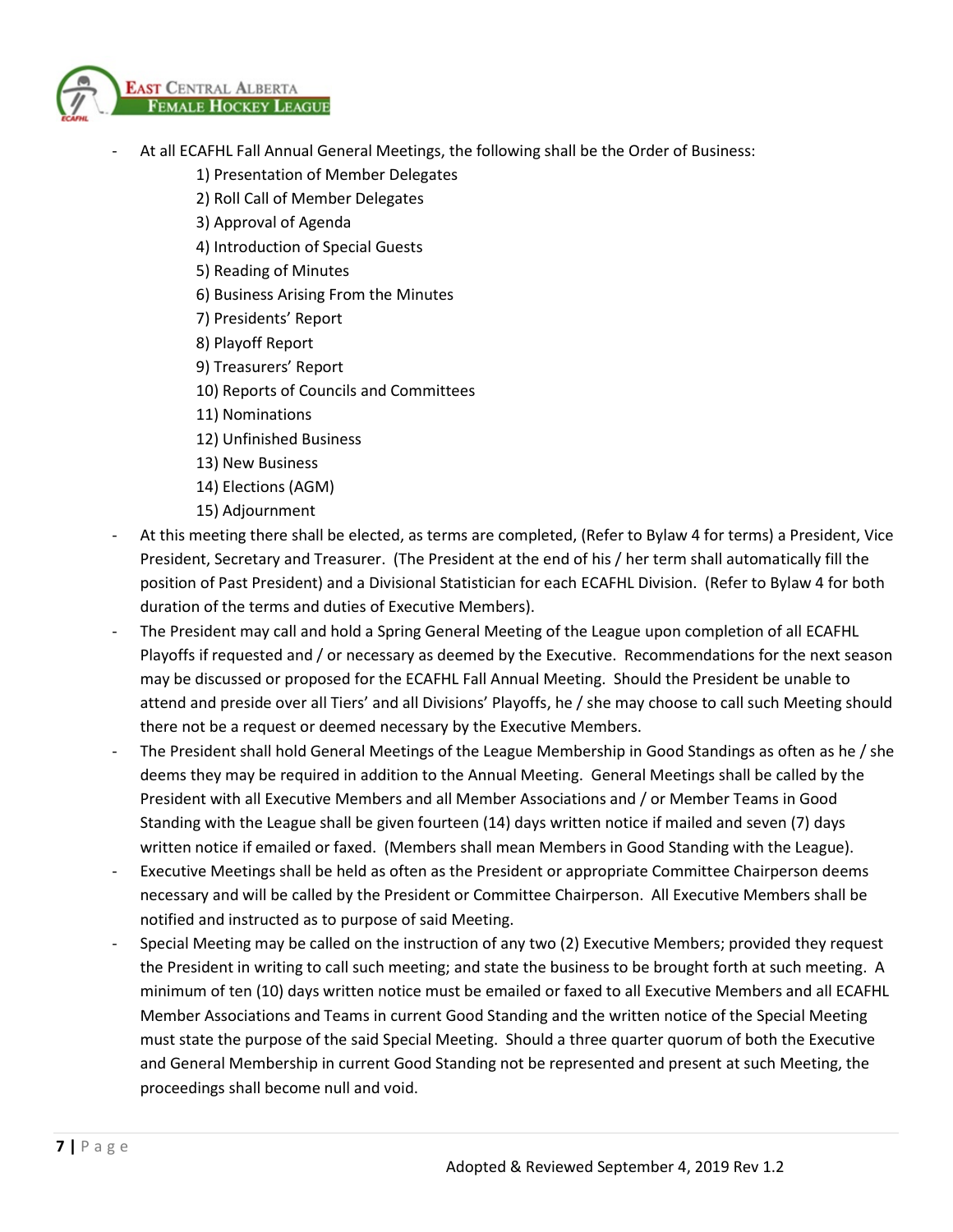- At all ECAFHL Fall Annual General Meetings, the following shall be the Order of Business:
  1) Presentation of Member Delegates
  2) Roll Call of Member Delegates
  3) Approval of Agenda
  4) Introduction of Special Guests
  5) Reading of Minutes
  6) Business Arising From the Minutes
  7) Presidents' Report
  8) Playoff Report
  9) Treasurers' Report
  10) Reports of Councils and Committees
  11) Nominations
  12) Unfinished Business
  13) New Business
  14) Elections (AGM)
  15) Adjournment
- At this meeting there shall be elected, as terms are completed, (Refer to Bylaw 4 for terms) a President, Vice President, Secretary and Treasurer. (The President at the end of his / her term shall automatically fill the position of Past President) and a Divisional Statistician for each ECAFHL Division. (Refer to Bylaw 4 for both duration of the terms and duties of Executive Members).
- The President may call and hold a Spring General Meeting of the League upon completion of all ECAFHL Playoffs if requested and / or necessary as deemed by the Executive. Recommendations for the next season may be discussed or proposed for the ECAFHL Fall Annual Meeting. Should the President be unable to attend and preside over all Tiers' and all Divisions' Playoffs, he / she may choose to call such Meeting should there not be a request or deemed necessary by the Executive Members.
- The President shall hold General Meetings of the League Membership in Good Standings as often as he / she deems they may be required in addition to the Annual Meeting. General Meetings shall be called by the President with all Executive Members and all Member Associations and / or Member Teams in Good Standing with the League shall be given fourteen (14) days written notice if mailed and seven (7) days written notice if emailed or faxed. (Members shall mean Members in Good Standing with the League).
- Executive Meetings shall be held as often as the President or appropriate Committee Chairperson deems necessary and will be called by the President or Committee Chairperson. All Executive Members shall be notified and instructed as to purpose of said Meeting.
- Special Meeting may be called on the instruction of any two (2) Executive Members; provided they request the President in writing to call such meeting; and state the business to be brought forth at such meeting. A minimum of ten (10) days written notice must be emailed or faxed to all Executive Members and all ECAFHL Member Associations and Teams in current Good Standing and the written notice of the Special Meeting must state the purpose of the said Special Meeting. Should a three quarter quorum of both the Executive and General Membership in current Good Standing not be represented and present at such Meeting, the proceedings shall become null and void.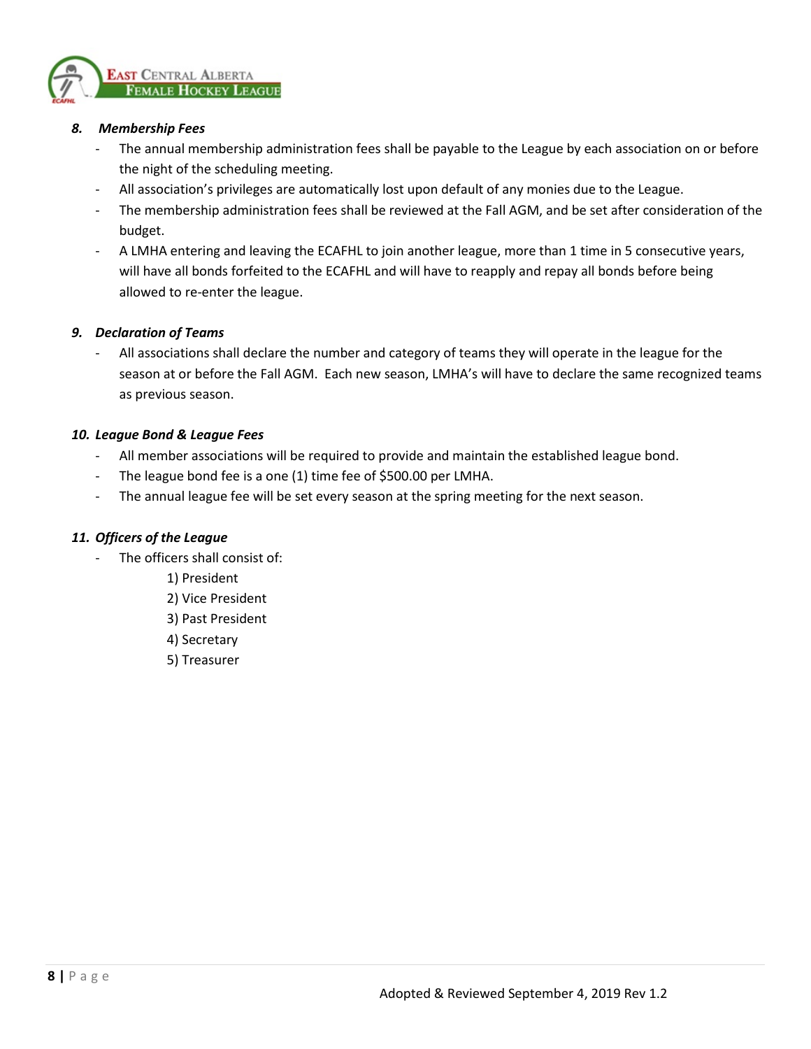### *8. Membership Fees*

- The annual membership administration fees shall be payable to the League by each association on or before the night of the scheduling meeting.
- All association's privileges are automatically lost upon default of any monies due to the League.
- The membership administration fees shall be reviewed at the Fall AGM, and be set after consideration of the budget.
- A LMHA entering and leaving the ECAFHL to join another league, more than 1 time in 5 consecutive years, will have all bonds forfeited to the ECAFHL and will have to reapply and repay all bonds before being allowed to re-enter the league.

### *9. Declaration of Teams*

- All associations shall declare the number and category of teams they will operate in the league for the season at or before the Fall AGM. Each new season, LMHA's will have to declare the same recognized teams as previous season.

### *10. League Bond & League Fees*

- All member associations will be required to provide and maintain the established league bond.
- The league bond fee is a one (1) time fee of $500.00 per LMHA.
- The annual league fee will be set every season at the spring meeting for the next season.

### *11. Officers of the League*

- The officers shall consist of:
  1) President
  2) Vice President
  3) Past President
  4) Secretary
  5) Treasurer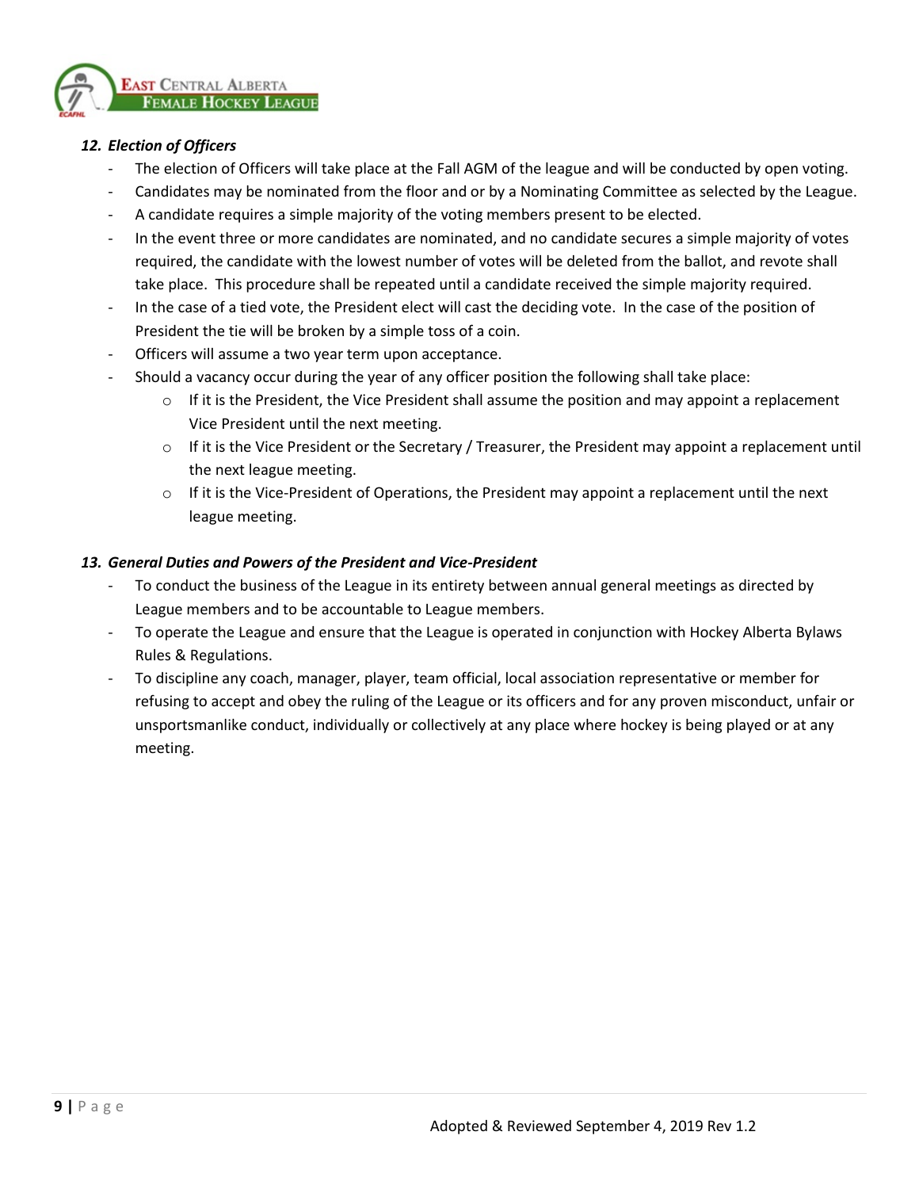### *12. Election of Officers*

- The election of Officers will take place at the Fall AGM of the league and will be conducted by open voting.
- Candidates may be nominated from the floor and or by a Nominating Committee as selected by the League.
- A candidate requires a simple majority of the voting members present to be elected.
- In the event three or more candidates are nominated, and no candidate secures a simple majority of votes required, the candidate with the lowest number of votes will be deleted from the ballot, and revote shall take place. This procedure shall be repeated until a candidate received the simple majority required.
- In the case of a tied vote, the President elect will cast the deciding vote. In the case of the position of President the tie will be broken by a simple toss of a coin.
- Officers will assume a two year term upon acceptance.
- Should a vacancy occur during the year of any officer position the following shall take place:
  - If it is the President, the Vice President shall assume the position and may appoint a replacement Vice President until the next meeting.
  - If it is the Vice President or the Secretary / Treasurer, the President may appoint a replacement until the next league meeting.
  - If it is the Vice-President of Operations, the President may appoint a replacement until the next league meeting.

### *13. General Duties and Powers of the President and Vice-President*

- To conduct the business of the League in its entirety between annual general meetings as directed by League members and to be accountable to League members.
- To operate the League and ensure that the League is operated in conjunction with Hockey Alberta Bylaws Rules & Regulations.
- To discipline any coach, manager, player, team official, local association representative or member for refusing to accept and obey the ruling of the League or its officers and for any proven misconduct, unfair or unsportsmanlike conduct, individually or collectively at any place where hockey is being played or at any meeting.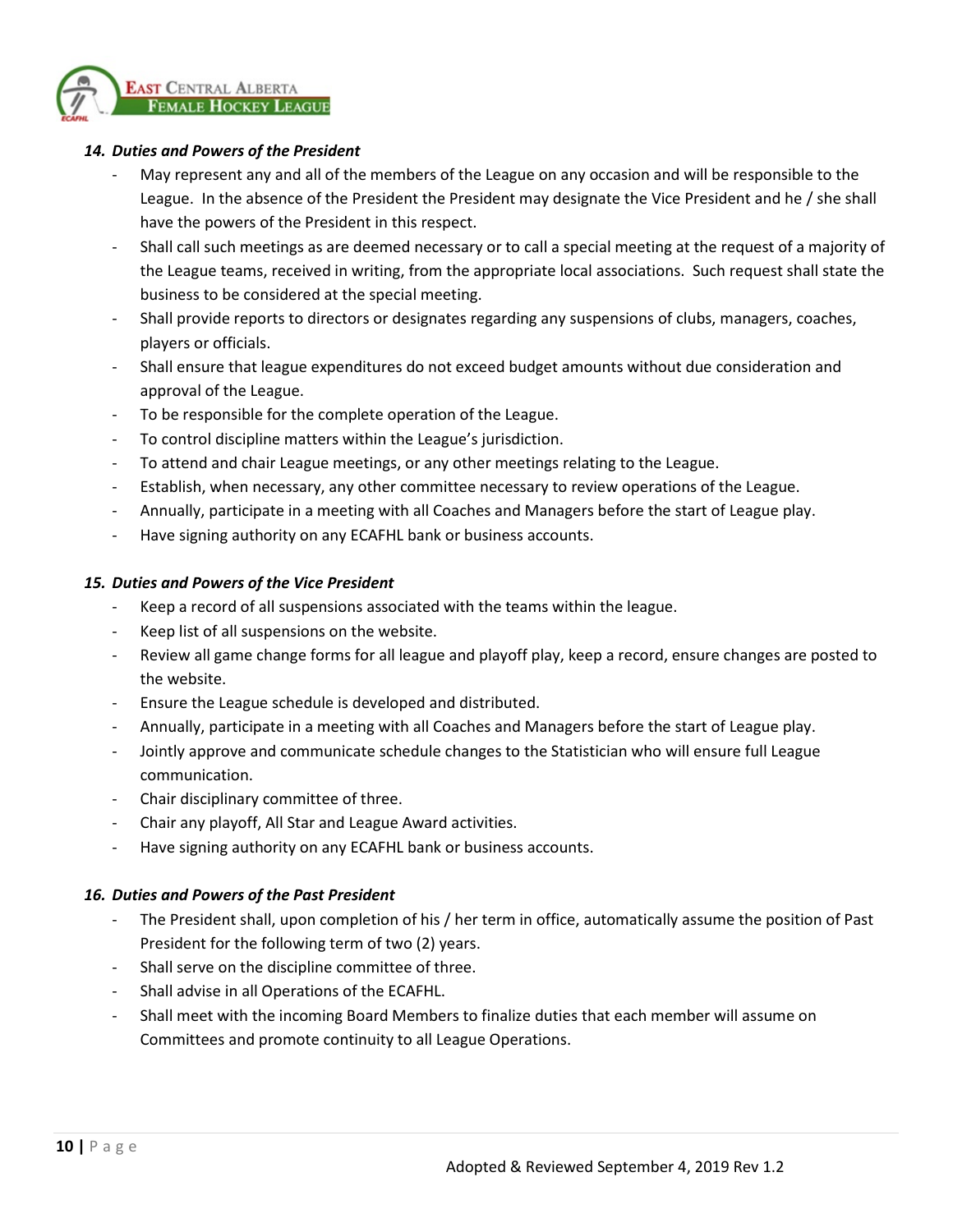### *14. Duties and Powers of the President*

- May represent any and all of the members of the League on any occasion and will be responsible to the League. In the absence of the President the President may designate the Vice President and he / she shall have the powers of the President in this respect.
- Shall call such meetings as are deemed necessary or to call a special meeting at the request of a majority of the League teams, received in writing, from the appropriate local associations. Such request shall state the business to be considered at the special meeting.
- Shall provide reports to directors or designates regarding any suspensions of clubs, managers, coaches, players or officials.
- Shall ensure that league expenditures do not exceed budget amounts without due consideration and approval of the League.
- To be responsible for the complete operation of the League.
- To control discipline matters within the League's jurisdiction.
- To attend and chair League meetings, or any other meetings relating to the League.
- Establish, when necessary, any other committee necessary to review operations of the League.
- Annually, participate in a meeting with all Coaches and Managers before the start of League play.
- Have signing authority on any ECAFHL bank or business accounts.

### *15. Duties and Powers of the Vice President*

- Keep a record of all suspensions associated with the teams within the league.
- Keep list of all suspensions on the website.
- Review all game change forms for all league and playoff play, keep a record, ensure changes are posted to the website.
- Ensure the League schedule is developed and distributed.
- Annually, participate in a meeting with all Coaches and Managers before the start of League play.
- Jointly approve and communicate schedule changes to the Statistician who will ensure full League communication.
- Chair disciplinary committee of three.
- Chair any playoff, All Star and League Award activities.
- Have signing authority on any ECAFHL bank or business accounts.

### *16. Duties and Powers of the Past President*

- The President shall, upon completion of his / her term in office, automatically assume the position of Past President for the following term of two (2) years.
- Shall serve on the discipline committee of three.
- Shall advise in all Operations of the ECAFHL.
- Shall meet with the incoming Board Members to finalize duties that each member will assume on Committees and promote continuity to all League Operations.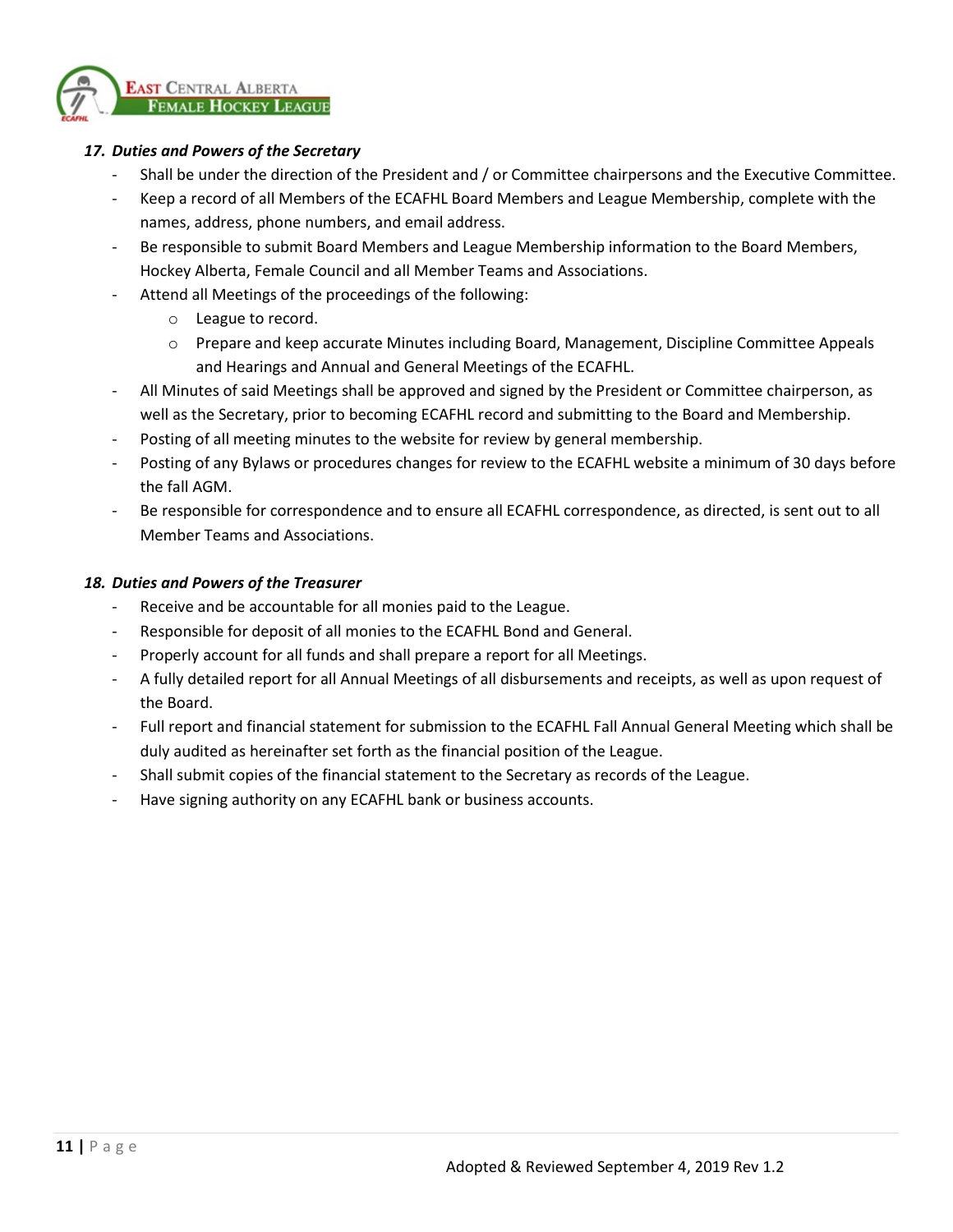### *17. Duties and Powers of the Secretary*

- Shall be under the direction of the President and / or Committee chairpersons and the Executive Committee.
- Keep a record of all Members of the ECAFHL Board Members and League Membership, complete with the names, address, phone numbers, and email address.
- Be responsible to submit Board Members and League Membership information to the Board Members, Hockey Alberta, Female Council and all Member Teams and Associations.
- Attend all Meetings of the proceedings of the following:
  - League to record.
  - Prepare and keep accurate Minutes including Board, Management, Discipline Committee Appeals and Hearings and Annual and General Meetings of the ECAFHL.
- All Minutes of said Meetings shall be approved and signed by the President or Committee chairperson, as well as the Secretary, prior to becoming ECAFHL record and submitting to the Board and Membership.
- Posting of all meeting minutes to the website for review by general membership.
- Posting of any Bylaws or procedures changes for review to the ECAFHL website a minimum of 30 days before the fall AGM.
- Be responsible for correspondence and to ensure all ECAFHL correspondence, as directed, is sent out to all Member Teams and Associations.

### *18. Duties and Powers of the Treasurer*

- Receive and be accountable for all monies paid to the League.
- Responsible for deposit of all monies to the ECAFHL Bond and General.
- Properly account for all funds and shall prepare a report for all Meetings.
- A fully detailed report for all Annual Meetings of all disbursements and receipts, as well as upon request of the Board.
- Full report and financial statement for submission to the ECAFHL Fall Annual General Meeting which shall be duly audited as hereinafter set forth as the financial position of the League.
- Shall submit copies of the financial statement to the Secretary as records of the League.
- Have signing authority on any ECAFHL bank or business accounts.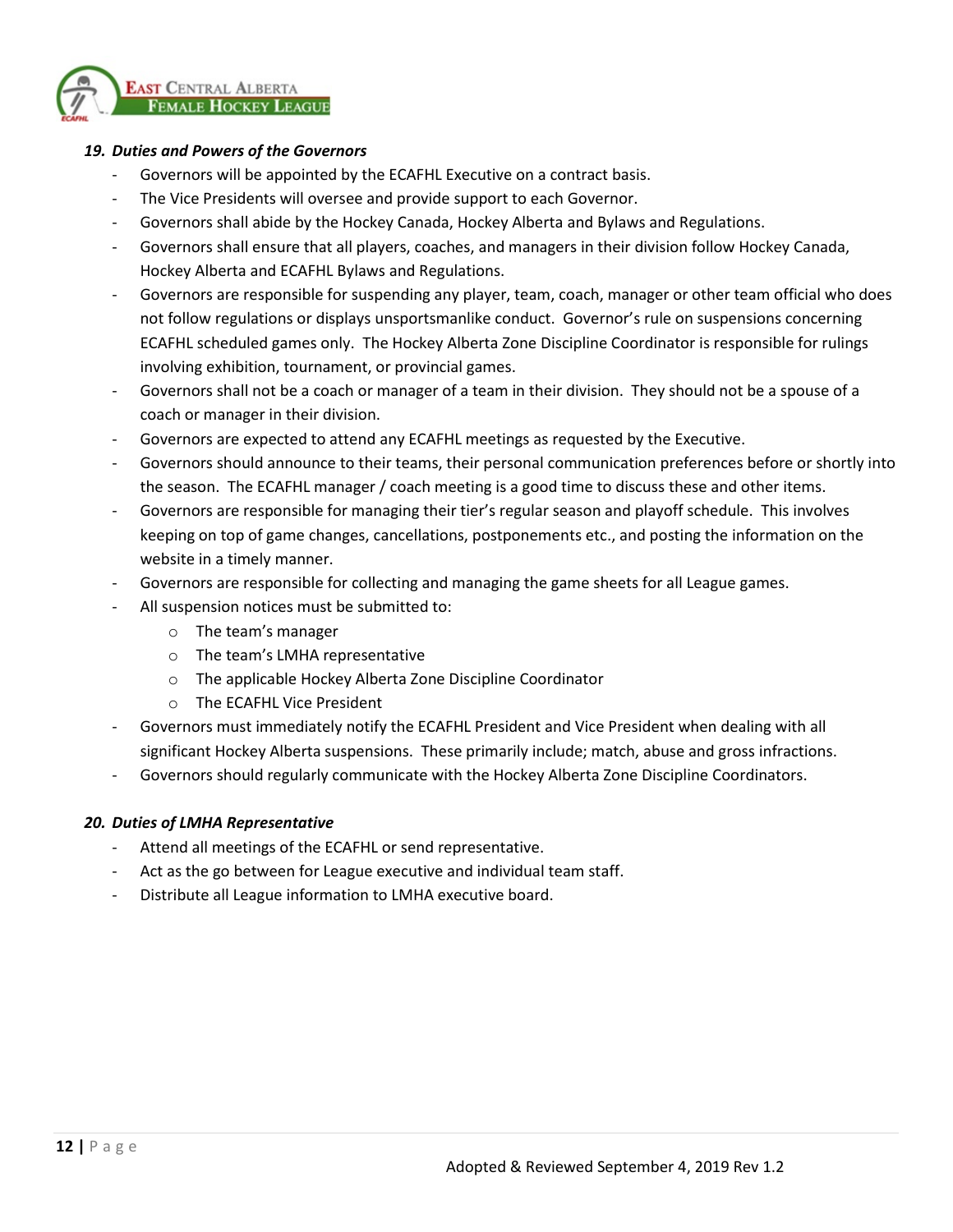### *19. Duties and Powers of the Governors*

- Governors will be appointed by the ECAFHL Executive on a contract basis.
- The Vice Presidents will oversee and provide support to each Governor.
- Governors shall abide by the Hockey Canada, Hockey Alberta and Bylaws and Regulations.
- Governors shall ensure that all players, coaches, and managers in their division follow Hockey Canada, Hockey Alberta and ECAFHL Bylaws and Regulations.
- Governors are responsible for suspending any player, team, coach, manager or other team official who does not follow regulations or displays unsportsmanlike conduct. Governor's rule on suspensions concerning ECAFHL scheduled games only. The Hockey Alberta Zone Discipline Coordinator is responsible for rulings involving exhibition, tournament, or provincial games.
- Governors shall not be a coach or manager of a team in their division. They should not be a spouse of a coach or manager in their division.
- Governors are expected to attend any ECAFHL meetings as requested by the Executive.
- Governors should announce to their teams, their personal communication preferences before or shortly into the season. The ECAFHL manager / coach meeting is a good time to discuss these and other items.
- Governors are responsible for managing their tier's regular season and playoff schedule. This involves keeping on top of game changes, cancellations, postponements etc., and posting the information on the website in a timely manner.
- Governors are responsible for collecting and managing the game sheets for all League games.
- All suspension notices must be submitted to:
  - The team's manager
  - The team's LMHA representative
  - The applicable Hockey Alberta Zone Discipline Coordinator
  - The ECAFHL Vice President
- Governors must immediately notify the ECAFHL President and Vice President when dealing with all significant Hockey Alberta suspensions. These primarily include; match, abuse and gross infractions.
- Governors should regularly communicate with the Hockey Alberta Zone Discipline Coordinators.

### *20. Duties of LMHA Representative*

- Attend all meetings of the ECAFHL or send representative.
- Act as the go between for League executive and individual team staff.
- Distribute all League information to LMHA executive board.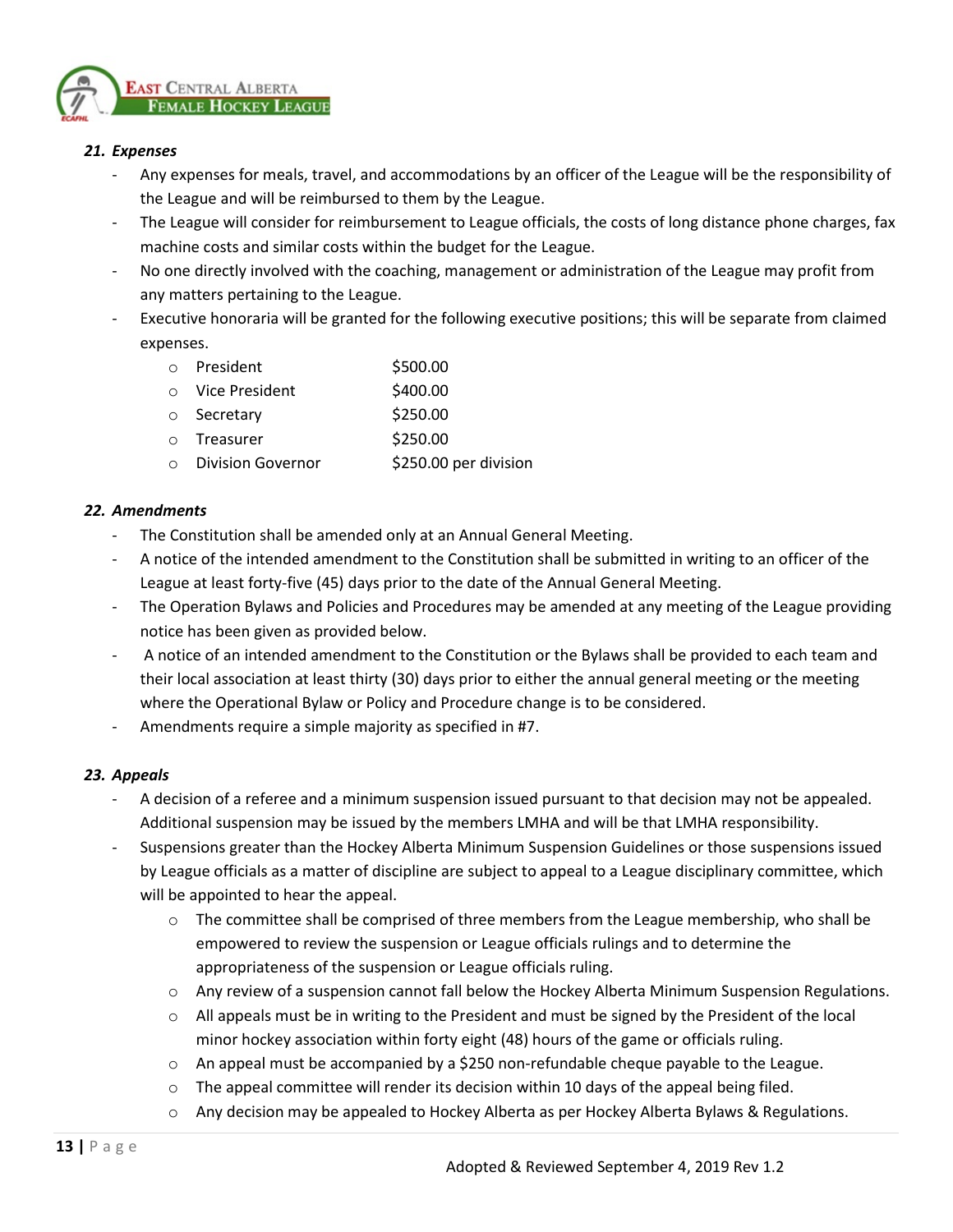### *21. Expenses*

- Any expenses for meals, travel, and accommodations by an officer of the League will be the responsibility of the League and will be reimbursed to them by the League.
- The League will consider for reimbursement to League officials, the costs of long distance phone charges, fax machine costs and similar costs within the budget for the League.
- No one directly involved with the coaching, management or administration of the League may profit from any matters pertaining to the League.
- Executive honoraria will be granted for the following executive positions; this will be separate from claimed expenses.
    - President $500.00
    - Vice President $400.00
    - Secretary $250.00
    - Treasurer $250.00
    - Division Governor $250.00 per division

### *22. Amendments*

- The Constitution shall be amended only at an Annual General Meeting.
- A notice of the intended amendment to the Constitution shall be submitted in writing to an officer of the League at least forty-five (45) days prior to the date of the Annual General Meeting.
- The Operation Bylaws and Policies and Procedures may be amended at any meeting of the League providing notice has been given as provided below.
- A notice of an intended amendment to the Constitution or the Bylaws shall be provided to each team and their local association at least thirty (30) days prior to either the annual general meeting or the meeting where the Operational Bylaw or Policy and Procedure change is to be considered.
- Amendments require a simple majority as specified in #7.

### *23. Appeals*

- A decision of a referee and a minimum suspension issued pursuant to that decision may not be appealed. Additional suspension may be issued by the members LMHA and will be that LMHA responsibility.
- Suspensions greater than the Hockey Alberta Minimum Suspension Guidelines or those suspensions issued by League officials as a matter of discipline are subject to appeal to a League disciplinary committee, which will be appointed to hear the appeal.
    - The committee shall be comprised of three members from the League membership, who shall be empowered to review the suspension or League officials rulings and to determine the appropriateness of the suspension or League officials ruling.
    - Any review of a suspension cannot fall below the Hockey Alberta Minimum Suspension Regulations.
    - All appeals must be in writing to the President and must be signed by the President of the local minor hockey association within forty eight (48) hours of the game or officials ruling.
    - An appeal must be accompanied by a $250 non-refundable cheque payable to the League.
    - The appeal committee will render its decision within 10 days of the appeal being filed.
    - Any decision may be appealed to Hockey Alberta as per Hockey Alberta Bylaws & Regulations.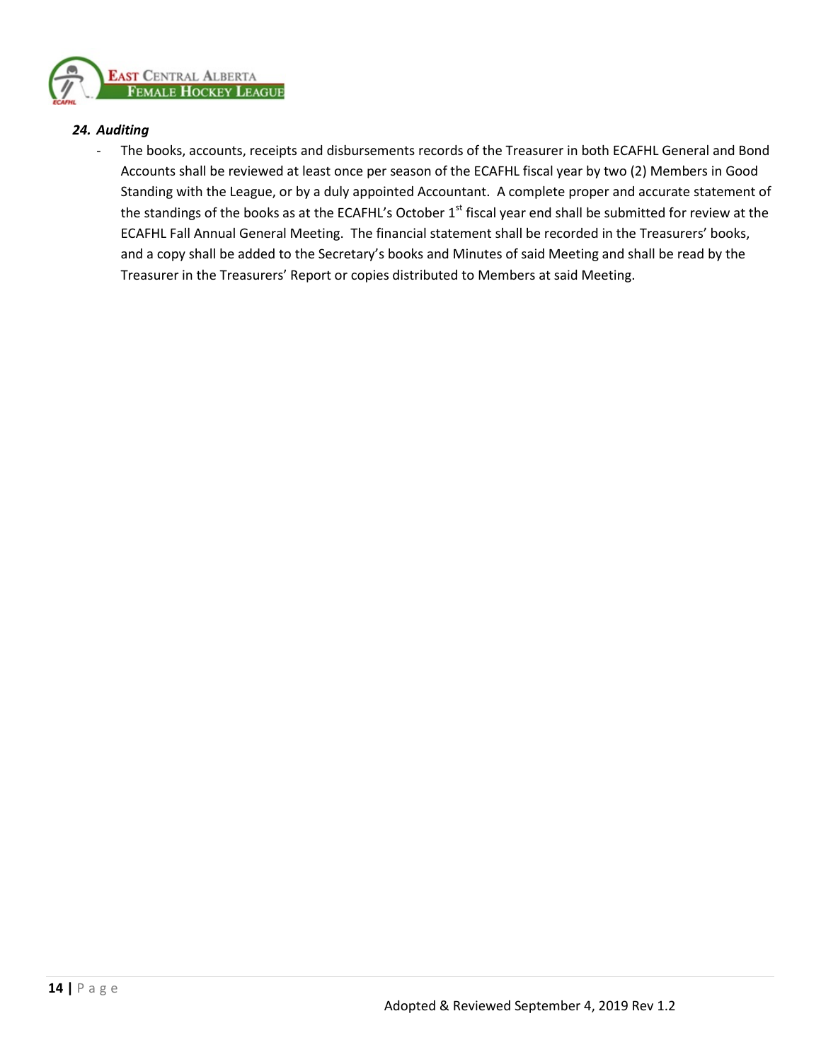### *24. Auditing*

- The books, accounts, receipts and disbursements records of the Treasurer in both ECAFHL General and Bond Accounts shall be reviewed at least once per season of the ECAFHL fiscal year by two (2) Members in Good Standing with the League, or by a duly appointed Accountant. A complete proper and accurate statement of the standings of the books as at the ECAFHL's October 1st fiscal year end shall be submitted for review at the ECAFHL Fall Annual General Meeting. The financial statement shall be recorded in the Treasurers' books, and a copy shall be added to the Secretary's books and Minutes of said Meeting and shall be read by the Treasurer in the Treasurers' Report or copies distributed to Members at said Meeting.